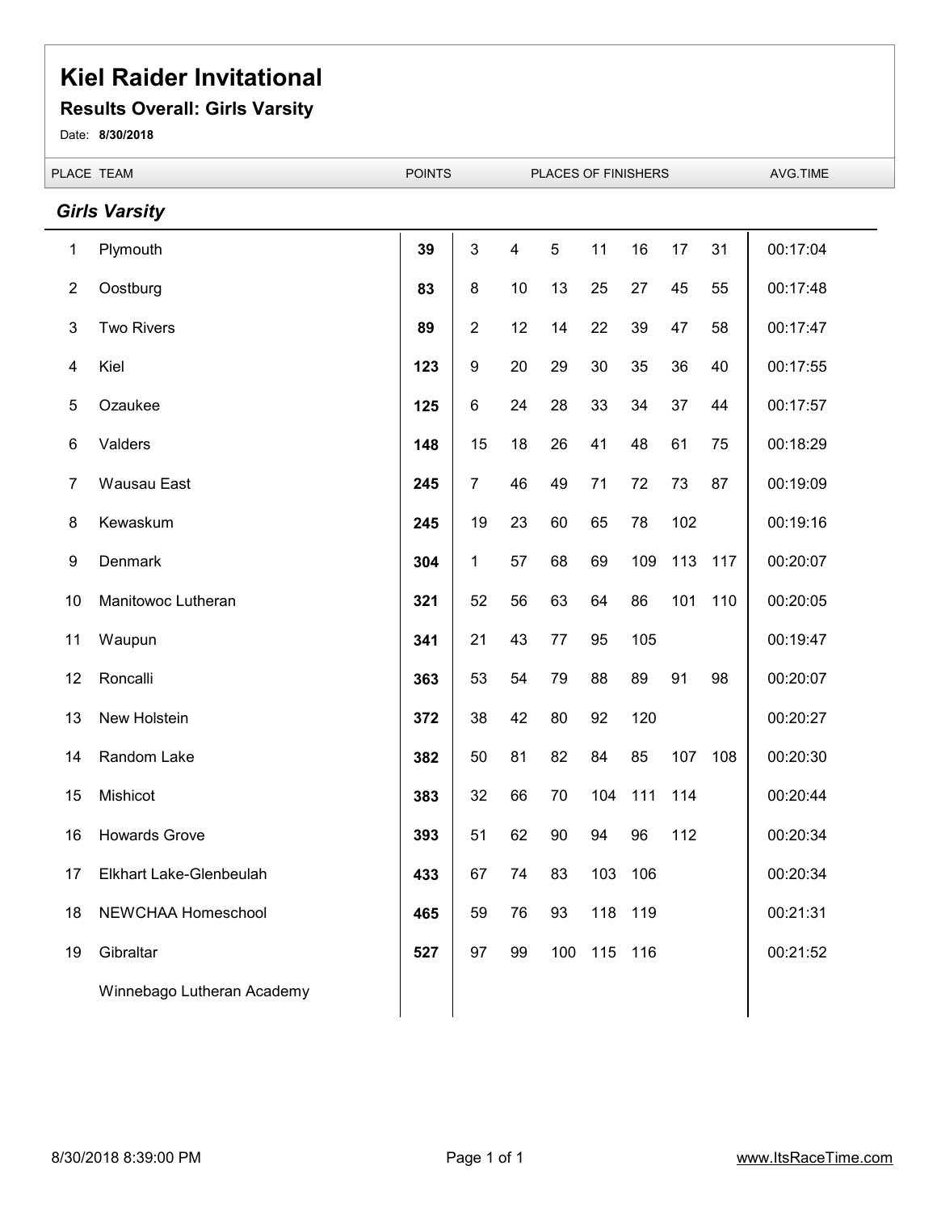# Kiel Raider Invitational

## Results Overall: Girls Varsity

Date: **8/30/2018**

### *Girls Varsity*

| PLACE | TEAM | POINTS | PLACES OF FINISHERS | | | | | | | AVG.TIME |
|---|---|---|---|---|---|---|---|---|---|---|
| 1 | Plymouth | **39** | 3 | 4 | 5 | 11 | 16 | 17 | 31 | 00:17:04 |
| 2 | Oostburg | **83** | 8 | 10 | 13 | 25 | 27 | 45 | 55 | 00:17:48 |
| 3 | Two Rivers | **89** | 2 | 12 | 14 | 22 | 39 | 47 | 58 | 00:17:47 |
| 4 | Kiel | **123** | 9 | 20 | 29 | 30 | 35 | 36 | 40 | 00:17:55 |
| 5 | Ozaukee | **125** | 6 | 24 | 28 | 33 | 34 | 37 | 44 | 00:17:57 |
| 6 | Valders | **148** | 15 | 18 | 26 | 41 | 48 | 61 | 75 | 00:18:29 |
| 7 | Wausau East | **245** | 7 | 46 | 49 | 71 | 72 | 73 | 87 | 00:19:09 |
| 8 | Kewaskum | **245** | 19 | 23 | 60 | 65 | 78 | 102 | | 00:19:16 |
| 9 | Denmark | **304** | 1 | 57 | 68 | 69 | 109 | 113 | 117 | 00:20:07 |
| 10 | Manitowoc Lutheran | **321** | 52 | 56 | 63 | 64 | 86 | 101 | 110 | 00:20:05 |
| 11 | Waupun | **341** | 21 | 43 | 77 | 95 | 105 | | | 00:19:47 |
| 12 | Roncalli | **363** | 53 | 54 | 79 | 88 | 89 | 91 | 98 | 00:20:07 |
| 13 | New Holstein | **372** | 38 | 42 | 80 | 92 | 120 | | | 00:20:27 |
| 14 | Random Lake | **382** | 50 | 81 | 82 | 84 | 85 | 107 | 108 | 00:20:30 |
| 15 | Mishicot | **383** | 32 | 66 | 70 | 104 | 111 | 114 | | 00:20:44 |
| 16 | Howards Grove | **393** | 51 | 62 | 90 | 94 | 96 | 112 | | 00:20:34 |
| 17 | Elkhart Lake-Glenbeulah | **433** | 67 | 74 | 83 | 103 | 106 | | | 00:20:34 |
| 18 | NEWCHAA Homeschool | **465** | 59 | 76 | 93 | 118 | 119 | | | 00:21:31 |
| 19 | Gibraltar | **527** | 97 | 99 | 100 | 115 | 116 | | | 00:21:52 |
| | Winnebago Lutheran Academy | | | | | | | | | |

8/30/2018 8:39:00 PM

www.ItsRaceTime.com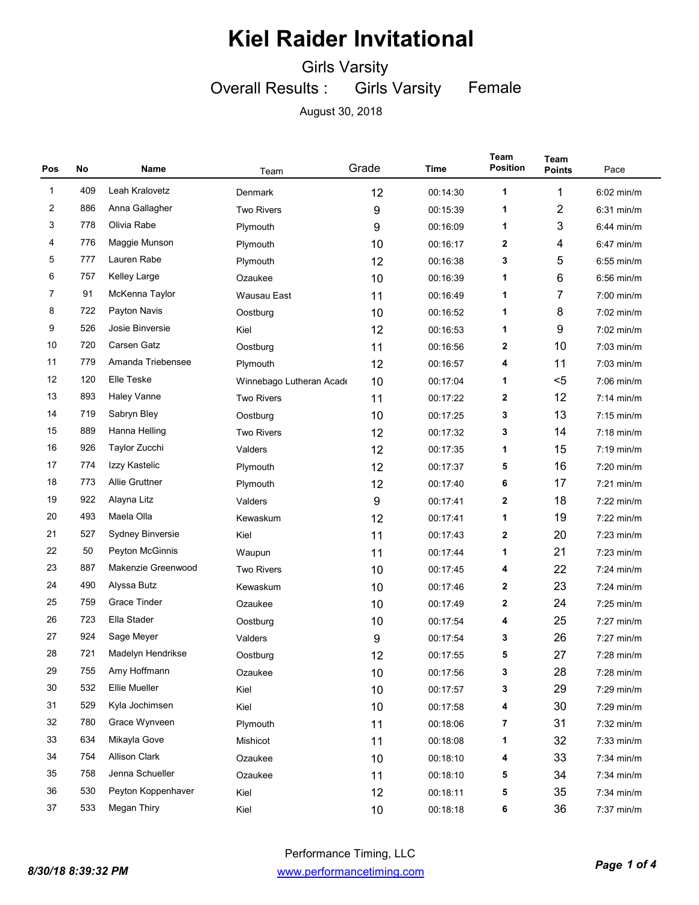# Kiel Raider Invitational

Girls Varsity

Overall Results : Girls Varsity Female

August 30, 2018

| Pos | No | Name | Team | Grade | Time | Team Position | Team Points | Pace |
|---|---|---|---|---|---|---|---|---|
| 1 | 409 | Leah Kralovetz | Denmark | 12 | 00:14:30 | 1 | 1 | 6:02 min/m |
| 2 | 886 | Anna Gallagher | Two Rivers | 9 | 00:15:39 | 1 | 2 | 6:31 min/m |
| 3 | 778 | Olivia Rabe | Plymouth | 9 | 00:16:09 | 1 | 3 | 6:44 min/m |
| 4 | 776 | Maggie Munson | Plymouth | 10 | 00:16:17 | 2 | 4 | 6:47 min/m |
| 5 | 777 | Lauren Rabe | Plymouth | 12 | 00:16:38 | 3 | 5 | 6:55 min/m |
| 6 | 757 | Kelley Large | Ozaukee | 10 | 00:16:39 | 1 | 6 | 6:56 min/m |
| 7 | 91 | McKenna Taylor | Wausau East | 11 | 00:16:49 | 1 | 7 | 7:00 min/m |
| 8 | 722 | Payton Navis | Oostburg | 10 | 00:16:52 | 1 | 8 | 7:02 min/m |
| 9 | 526 | Josie Binversie | Kiel | 12 | 00:16:53 | 1 | 9 | 7:02 min/m |
| 10 | 720 | Carsen Gatz | Oostburg | 11 | 00:16:56 | 2 | 10 | 7:03 min/m |
| 11 | 779 | Amanda Triebensee | Plymouth | 12 | 00:16:57 | 4 | 11 | 7:03 min/m |
| 12 | 120 | Elle Teske | Winnebago Lutheran Acade | 10 | 00:17:04 | 1 | <5 | 7:06 min/m |
| 13 | 893 | Haley Vanne | Two Rivers | 11 | 00:17:22 | 2 | 12 | 7:14 min/m |
| 14 | 719 | Sabryn Bley | Oostburg | 10 | 00:17:25 | 3 | 13 | 7:15 min/m |
| 15 | 889 | Hanna Helling | Two Rivers | 12 | 00:17:32 | 3 | 14 | 7:18 min/m |
| 16 | 926 | Taylor Zucchi | Valders | 12 | 00:17:35 | 1 | 15 | 7:19 min/m |
| 17 | 774 | Izzy Kastelic | Plymouth | 12 | 00:17:37 | 5 | 16 | 7:20 min/m |
| 18 | 773 | Allie Gruttner | Plymouth | 12 | 00:17:40 | 6 | 17 | 7:21 min/m |
| 19 | 922 | Alayna Litz | Valders | 9 | 00:17:41 | 2 | 18 | 7:22 min/m |
| 20 | 493 | Maela Olla | Kewaskum | 12 | 00:17:41 | 1 | 19 | 7:22 min/m |
| 21 | 527 | Sydney Binversie | Kiel | 11 | 00:17:43 | 2 | 20 | 7:23 min/m |
| 22 | 50 | Peyton McGinnis | Waupun | 11 | 00:17:44 | 1 | 21 | 7:23 min/m |
| 23 | 887 | Makenzie Greenwood | Two Rivers | 10 | 00:17:45 | 4 | 22 | 7:24 min/m |
| 24 | 490 | Alyssa Butz | Kewaskum | 10 | 00:17:46 | 2 | 23 | 7:24 min/m |
| 25 | 759 | Grace Tinder | Ozaukee | 10 | 00:17:49 | 2 | 24 | 7:25 min/m |
| 26 | 723 | Ella Stader | Oostburg | 10 | 00:17:54 | 4 | 25 | 7:27 min/m |
| 27 | 924 | Sage Meyer | Valders | 9 | 00:17:54 | 3 | 26 | 7:27 min/m |
| 28 | 721 | Madelyn Hendrikse | Oostburg | 12 | 00:17:55 | 5 | 27 | 7:28 min/m |
| 29 | 755 | Amy Hoffmann | Ozaukee | 10 | 00:17:56 | 3 | 28 | 7:28 min/m |
| 30 | 532 | Ellie Mueller | Kiel | 10 | 00:17:57 | 3 | 29 | 7:29 min/m |
| 31 | 529 | Kyla Jochimsen | Kiel | 10 | 00:17:58 | 4 | 30 | 7:29 min/m |
| 32 | 780 | Grace Wynveen | Plymouth | 11 | 00:18:06 | 7 | 31 | 7:32 min/m |
| 33 | 634 | Mikayla Gove | Mishicot | 11 | 00:18:08 | 1 | 32 | 7:33 min/m |
| 34 | 754 | Allison Clark | Ozaukee | 10 | 00:18:10 | 4 | 33 | 7:34 min/m |
| 35 | 758 | Jenna Schueller | Ozaukee | 11 | 00:18:10 | 5 | 34 | 7:34 min/m |
| 36 | 530 | Peyton Koppenhaver | Kiel | 12 | 00:18:11 | 5 | 35 | 7:34 min/m |
| 37 | 533 | Megan Thiry | Kiel | 10 | 00:18:18 | 6 | 36 | 7:37 min/m |

Performance Timing, LLC
www.performancetiming.com

*8/30/18 8:39:32 PM*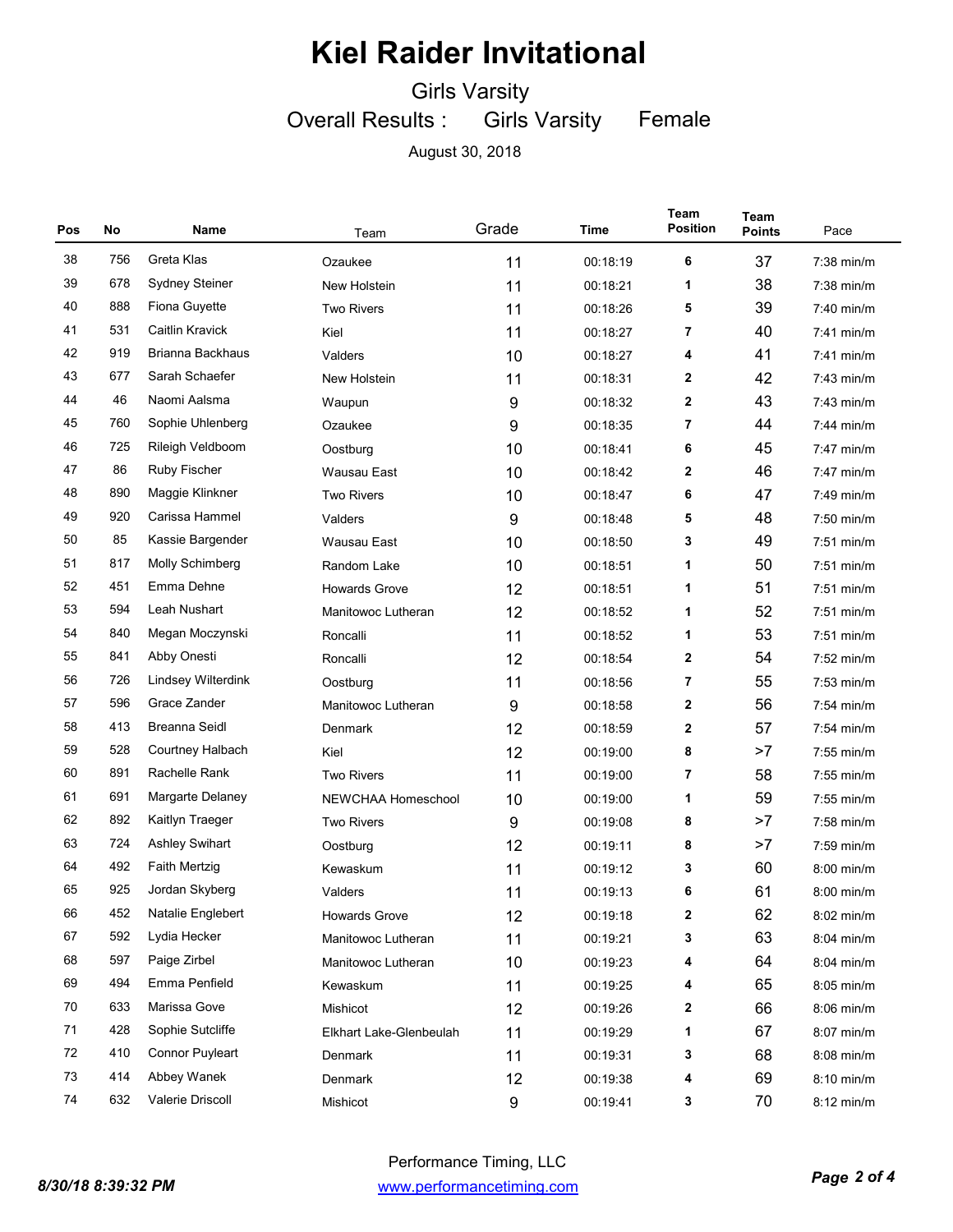# Kiel Raider Invitational

Girls Varsity

Overall Results : Girls Varsity Female

August 30, 2018

| Pos | No | Name | Team | Grade | Time | Team Position | Team Points | Pace |
|---|---|---|---|---|---|---|---|---|
| 38 | 756 | Greta Klas | Ozaukee | 11 | 00:18:19 | 6 | 37 | 7:38 min/m |
| 39 | 678 | Sydney Steiner | New Holstein | 11 | 00:18:21 | 1 | 38 | 7:38 min/m |
| 40 | 888 | Fiona Guyette | Two Rivers | 11 | 00:18:26 | 5 | 39 | 7:40 min/m |
| 41 | 531 | Caitlin Kravick | Kiel | 11 | 00:18:27 | 7 | 40 | 7:41 min/m |
| 42 | 919 | Brianna Backhaus | Valders | 10 | 00:18:27 | 4 | 41 | 7:41 min/m |
| 43 | 677 | Sarah Schaefer | New Holstein | 11 | 00:18:31 | 2 | 42 | 7:43 min/m |
| 44 | 46 | Naomi Aalsma | Waupun | 9 | 00:18:32 | 2 | 43 | 7:43 min/m |
| 45 | 760 | Sophie Uhlenberg | Ozaukee | 9 | 00:18:35 | 7 | 44 | 7:44 min/m |
| 46 | 725 | Rileigh Veldboom | Oostburg | 10 | 00:18:41 | 6 | 45 | 7:47 min/m |
| 47 | 86 | Ruby Fischer | Wausau East | 10 | 00:18:42 | 2 | 46 | 7:47 min/m |
| 48 | 890 | Maggie Klinkner | Two Rivers | 10 | 00:18:47 | 6 | 47 | 7:49 min/m |
| 49 | 920 | Carissa Hammel | Valders | 9 | 00:18:48 | 5 | 48 | 7:50 min/m |
| 50 | 85 | Kassie Bargender | Wausau East | 10 | 00:18:50 | 3 | 49 | 7:51 min/m |
| 51 | 817 | Molly Schimberg | Random Lake | 10 | 00:18:51 | 1 | 50 | 7:51 min/m |
| 52 | 451 | Emma Dehne | Howards Grove | 12 | 00:18:51 | 1 | 51 | 7:51 min/m |
| 53 | 594 | Leah Nushart | Manitowoc Lutheran | 12 | 00:18:52 | 1 | 52 | 7:51 min/m |
| 54 | 840 | Megan Moczynski | Roncalli | 11 | 00:18:52 | 1 | 53 | 7:51 min/m |
| 55 | 841 | Abby Onesti | Roncalli | 12 | 00:18:54 | 2 | 54 | 7:52 min/m |
| 56 | 726 | Lindsey Wilterdink | Oostburg | 11 | 00:18:56 | 7 | 55 | 7:53 min/m |
| 57 | 596 | Grace Zander | Manitowoc Lutheran | 9 | 00:18:58 | 2 | 56 | 7:54 min/m |
| 58 | 413 | Breanna Seidl | Denmark | 12 | 00:18:59 | 2 | 57 | 7:54 min/m |
| 59 | 528 | Courtney Halbach | Kiel | 12 | 00:19:00 | 8 | >7 | 7:55 min/m |
| 60 | 891 | Rachelle Rank | Two Rivers | 11 | 00:19:00 | 7 | 58 | 7:55 min/m |
| 61 | 691 | Margarte Delaney | NEWCHAA Homeschool | 10 | 00:19:00 | 1 | 59 | 7:55 min/m |
| 62 | 892 | Kaitlyn Traeger | Two Rivers | 9 | 00:19:08 | 8 | >7 | 7:58 min/m |
| 63 | 724 | Ashley Swihart | Oostburg | 12 | 00:19:11 | 8 | >7 | 7:59 min/m |
| 64 | 492 | Faith Mertzig | Kewaskum | 11 | 00:19:12 | 3 | 60 | 8:00 min/m |
| 65 | 925 | Jordan Skyberg | Valders | 11 | 00:19:13 | 6 | 61 | 8:00 min/m |
| 66 | 452 | Natalie Englebert | Howards Grove | 12 | 00:19:18 | 2 | 62 | 8:02 min/m |
| 67 | 592 | Lydia Hecker | Manitowoc Lutheran | 11 | 00:19:21 | 3 | 63 | 8:04 min/m |
| 68 | 597 | Paige Zirbel | Manitowoc Lutheran | 10 | 00:19:23 | 4 | 64 | 8:04 min/m |
| 69 | 494 | Emma Penfield | Kewaskum | 11 | 00:19:25 | 4 | 65 | 8:05 min/m |
| 70 | 633 | Marissa Gove | Mishicot | 12 | 00:19:26 | 2 | 66 | 8:06 min/m |
| 71 | 428 | Sophie Sutcliffe | Elkhart Lake-Glenbeulah | 11 | 00:19:29 | 1 | 67 | 8:07 min/m |
| 72 | 410 | Connor Puyleart | Denmark | 11 | 00:19:31 | 3 | 68 | 8:08 min/m |
| 73 | 414 | Abbey Wanek | Denmark | 12 | 00:19:38 | 4 | 69 | 8:10 min/m |
| 74 | 632 | Valerie Driscoll | Mishicot | 9 | 00:19:41 | 3 | 70 | 8:12 min/m |

Performance Timing, LLC

www.performancetiming.com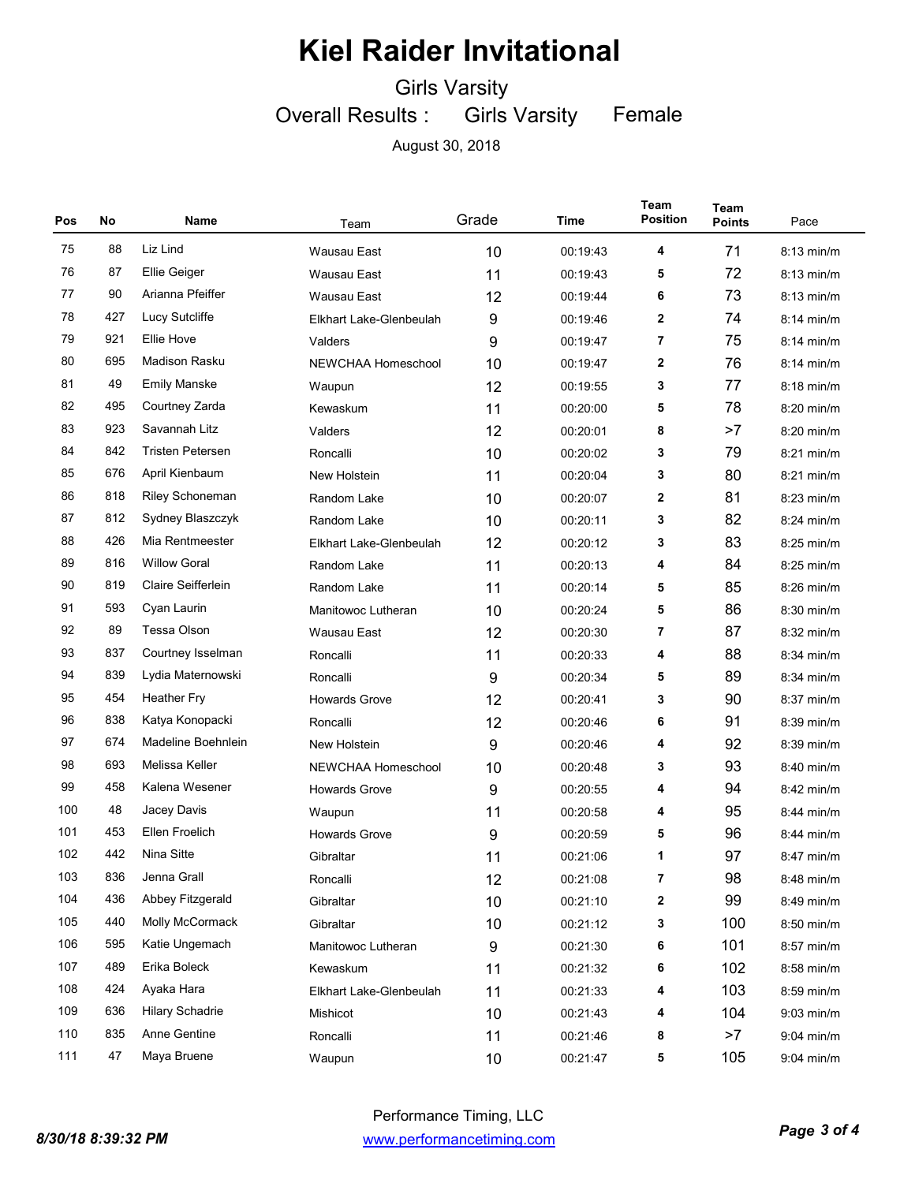# Kiel Raider Invitational

## Girls Varsity

### Overall Results : Girls Varsity Female

August 30, 2018

| Pos | No | Name | Team | Grade | Time | Team Position | Team Points | Pace |
|---|---|---|---|---|---|---|---|---|
| 75 | 88 | Liz Lind | Wausau East | 10 | 00:19:43 | 4 | 71 | 8:13 min/m |
| 76 | 87 | Ellie Geiger | Wausau East | 11 | 00:19:43 | 5 | 72 | 8:13 min/m |
| 77 | 90 | Arianna Pfeiffer | Wausau East | 12 | 00:19:44 | 6 | 73 | 8:13 min/m |
| 78 | 427 | Lucy Sutcliffe | Elkhart Lake-Glenbeulah | 9 | 00:19:46 | 2 | 74 | 8:14 min/m |
| 79 | 921 | Ellie Hove | Valders | 9 | 00:19:47 | 7 | 75 | 8:14 min/m |
| 80 | 695 | Madison Rasku | NEWCHAA Homeschool | 10 | 00:19:47 | 2 | 76 | 8:14 min/m |
| 81 | 49 | Emily Manske | Waupun | 12 | 00:19:55 | 3 | 77 | 8:18 min/m |
| 82 | 495 | Courtney Zarda | Kewaskum | 11 | 00:20:00 | 5 | 78 | 8:20 min/m |
| 83 | 923 | Savannah Litz | Valders | 12 | 00:20:01 | 8 | >7 | 8:20 min/m |
| 84 | 842 | Tristen Petersen | Roncalli | 10 | 00:20:02 | 3 | 79 | 8:21 min/m |
| 85 | 676 | April Kienbaum | New Holstein | 11 | 00:20:04 | 3 | 80 | 8:21 min/m |
| 86 | 818 | Riley Schoneman | Random Lake | 10 | 00:20:07 | 2 | 81 | 8:23 min/m |
| 87 | 812 | Sydney Blaszczyk | Random Lake | 10 | 00:20:11 | 3 | 82 | 8:24 min/m |
| 88 | 426 | Mia Rentmeester | Elkhart Lake-Glenbeulah | 12 | 00:20:12 | 3 | 83 | 8:25 min/m |
| 89 | 816 | Willow Goral | Random Lake | 11 | 00:20:13 | 4 | 84 | 8:25 min/m |
| 90 | 819 | Claire Seifferlein | Random Lake | 11 | 00:20:14 | 5 | 85 | 8:26 min/m |
| 91 | 593 | Cyan Laurin | Manitowoc Lutheran | 10 | 00:20:24 | 5 | 86 | 8:30 min/m |
| 92 | 89 | Tessa Olson | Wausau East | 12 | 00:20:30 | 7 | 87 | 8:32 min/m |
| 93 | 837 | Courtney Isselman | Roncalli | 11 | 00:20:33 | 4 | 88 | 8:34 min/m |
| 94 | 839 | Lydia Maternowski | Roncalli | 9 | 00:20:34 | 5 | 89 | 8:34 min/m |
| 95 | 454 | Heather Fry | Howards Grove | 12 | 00:20:41 | 3 | 90 | 8:37 min/m |
| 96 | 838 | Katya Konopacki | Roncalli | 12 | 00:20:46 | 6 | 91 | 8:39 min/m |
| 97 | 674 | Madeline Boehnlein | New Holstein | 9 | 00:20:46 | 4 | 92 | 8:39 min/m |
| 98 | 693 | Melissa Keller | NEWCHAA Homeschool | 10 | 00:20:48 | 3 | 93 | 8:40 min/m |
| 99 | 458 | Kalena Wesener | Howards Grove | 9 | 00:20:55 | 4 | 94 | 8:42 min/m |
| 100 | 48 | Jacey Davis | Waupun | 11 | 00:20:58 | 4 | 95 | 8:44 min/m |
| 101 | 453 | Ellen Froelich | Howards Grove | 9 | 00:20:59 | 5 | 96 | 8:44 min/m |
| 102 | 442 | Nina Sitte | Gibraltar | 11 | 00:21:06 | 1 | 97 | 8:47 min/m |
| 103 | 836 | Jenna Grall | Roncalli | 12 | 00:21:08 | 7 | 98 | 8:48 min/m |
| 104 | 436 | Abbey Fitzgerald | Gibraltar | 10 | 00:21:10 | 2 | 99 | 8:49 min/m |
| 105 | 440 | Molly McCormack | Gibraltar | 10 | 00:21:12 | 3 | 100 | 8:50 min/m |
| 106 | 595 | Katie Ungemach | Manitowoc Lutheran | 9 | 00:21:30 | 6 | 101 | 8:57 min/m |
| 107 | 489 | Erika Boleck | Kewaskum | 11 | 00:21:32 | 6 | 102 | 8:58 min/m |
| 108 | 424 | Ayaka Hara | Elkhart Lake-Glenbeulah | 11 | 00:21:33 | 4 | 103 | 8:59 min/m |
| 109 | 636 | Hilary Schadrie | Mishicot | 10 | 00:21:43 | 4 | 104 | 9:03 min/m |
| 110 | 835 | Anne Gentine | Roncalli | 11 | 00:21:46 | 8 | >7 | 9:04 min/m |
| 111 | 47 | Maya Bruene | Waupun | 10 | 00:21:47 | 5 | 105 | 9:04 min/m |

Performance Timing, LLC
www.performancetiming.com

*8/30/18 8:39:32 PM*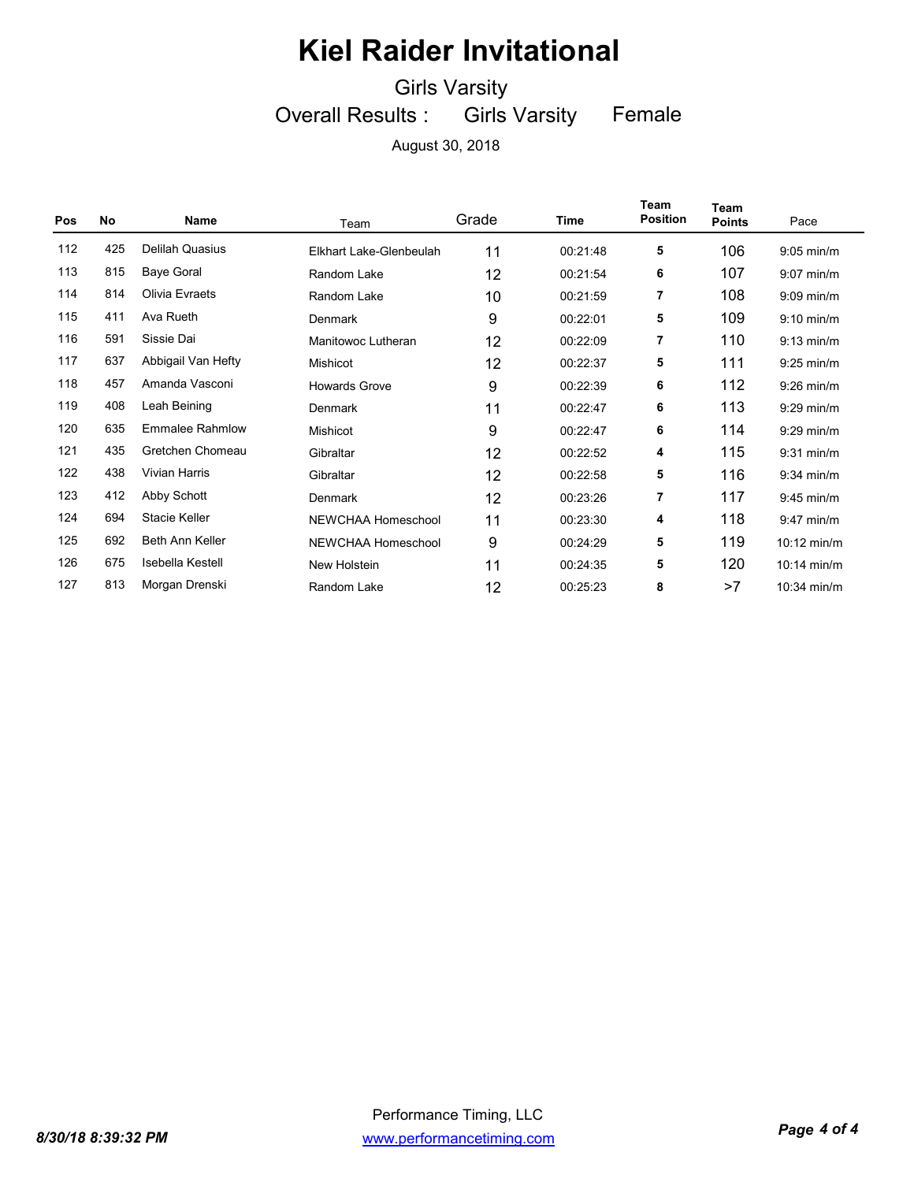# Kiel Raider Invitational

Girls Varsity

Overall Results : Girls Varsity Female

August 30, 2018

| Pos | No | Name | Team | Grade | Time | Team Position | Team Points | Pace |
|---|---|---|---|---|---|---|---|---|
| 112 | 425 | Delilah Quasius | Elkhart Lake-Glenbeulah | 11 | 00:21:48 | 5 | 106 | 9:05 min/m |
| 113 | 815 | Baye Goral | Random Lake | 12 | 00:21:54 | 6 | 107 | 9:07 min/m |
| 114 | 814 | Olivia Evraets | Random Lake | 10 | 00:21:59 | 7 | 108 | 9:09 min/m |
| 115 | 411 | Ava Rueth | Denmark | 9 | 00:22:01 | 5 | 109 | 9:10 min/m |
| 116 | 591 | Sissie Dai | Manitowoc Lutheran | 12 | 00:22:09 | 7 | 110 | 9:13 min/m |
| 117 | 637 | Abbigail Van Hefty | Mishicot | 12 | 00:22:37 | 5 | 111 | 9:25 min/m |
| 118 | 457 | Amanda Vasconi | Howards Grove | 9 | 00:22:39 | 6 | 112 | 9:26 min/m |
| 119 | 408 | Leah Beining | Denmark | 11 | 00:22:47 | 6 | 113 | 9:29 min/m |
| 120 | 635 | Emmalee Rahmlow | Mishicot | 9 | 00:22:47 | 6 | 114 | 9:29 min/m |
| 121 | 435 | Gretchen Chomeau | Gibraltar | 12 | 00:22:52 | 4 | 115 | 9:31 min/m |
| 122 | 438 | Vivian Harris | Gibraltar | 12 | 00:22:58 | 5 | 116 | 9:34 min/m |
| 123 | 412 | Abby Schott | Denmark | 12 | 00:23:26 | 7 | 117 | 9:45 min/m |
| 124 | 694 | Stacie Keller | NEWCHAA Homeschool | 11 | 00:23:30 | 4 | 118 | 9:47 min/m |
| 125 | 692 | Beth Ann Keller | NEWCHAA Homeschool | 9 | 00:24:29 | 5 | 119 | 10:12 min/m |
| 126 | 675 | Isebella Kestell | New Holstein | 11 | 00:24:35 | 5 | 120 | 10:14 min/m |
| 127 | 813 | Morgan Drenski | Random Lake | 12 | 00:25:23 | 8 | >7 | 10:34 min/m |

Performance Timing, LLC
www.performancetiming.com

*8/30/18 8:39:32 PM*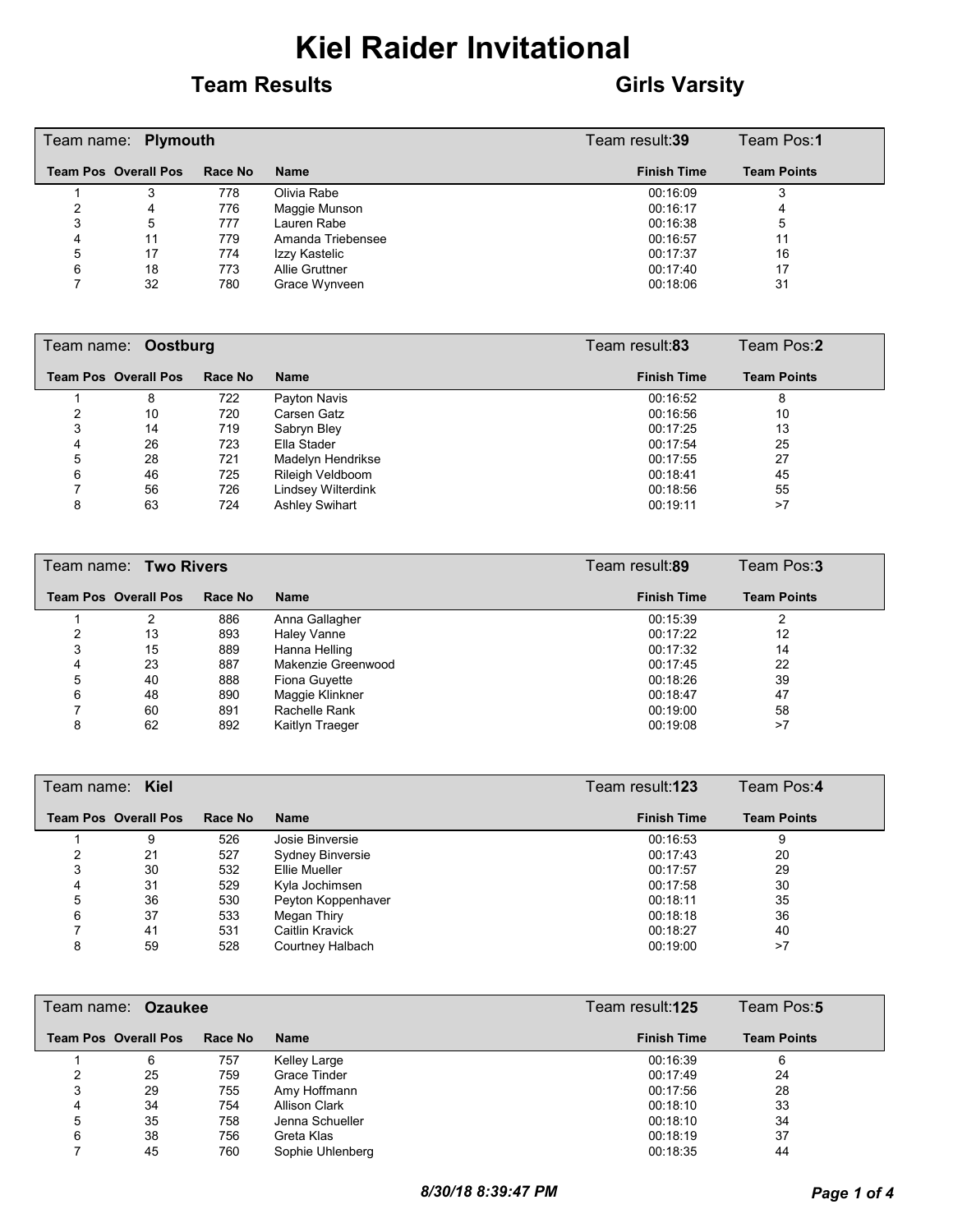# Kiel Raider Invitational

## Team Results — Girls Varsity

### Team name: Plymouth — Team result: **39** — Team Pos: **1**

| Team Pos | Overall Pos | Race No | Name | Finish Time | Team Points |
|---|---|---|---|---|---|
| 1 | 3 | 778 | Olivia Rabe | 00:16:09 | 3 |
| 2 | 4 | 776 | Maggie Munson | 00:16:17 | 4 |
| 3 | 5 | 777 | Lauren Rabe | 00:16:38 | 5 |
| 4 | 11 | 779 | Amanda Triebensee | 00:16:57 | 11 |
| 5 | 17 | 774 | Izzy Kastelic | 00:17:37 | 16 |
| 6 | 18 | 773 | Allie Gruttner | 00:17:40 | 17 |
| 7 | 32 | 780 | Grace Wynveen | 00:18:06 | 31 |

### Team name: Oostburg — Team result: **83** — Team Pos: **2**

| Team Pos | Overall Pos | Race No | Name | Finish Time | Team Points |
|---|---|---|---|---|---|
| 1 | 8 | 722 | Payton Navis | 00:16:52 | 8 |
| 2 | 10 | 720 | Carsen Gatz | 00:16:56 | 10 |
| 3 | 14 | 719 | Sabryn Bley | 00:17:25 | 13 |
| 4 | 26 | 723 | Ella Stader | 00:17:54 | 25 |
| 5 | 28 | 721 | Madelyn Hendrikse | 00:17:55 | 27 |
| 6 | 46 | 725 | Rileigh Veldboom | 00:18:41 | 45 |
| 7 | 56 | 726 | Lindsey Wilterdink | 00:18:56 | 55 |
| 8 | 63 | 724 | Ashley Swihart | 00:19:11 | >7 |

### Team name: Two Rivers — Team result: **89** — Team Pos: **3**

| Team Pos | Overall Pos | Race No | Name | Finish Time | Team Points |
|---|---|---|---|---|---|
| 1 | 2 | 886 | Anna Gallagher | 00:15:39 | 2 |
| 2 | 13 | 893 | Haley Vanne | 00:17:22 | 12 |
| 3 | 15 | 889 | Hanna Helling | 00:17:32 | 14 |
| 4 | 23 | 887 | Makenzie Greenwood | 00:17:45 | 22 |
| 5 | 40 | 888 | Fiona Guyette | 00:18:26 | 39 |
| 6 | 48 | 890 | Maggie Klinkner | 00:18:47 | 47 |
| 7 | 60 | 891 | Rachelle Rank | 00:19:00 | 58 |
| 8 | 62 | 892 | Kaitlyn Traeger | 00:19:08 | >7 |

### Team name: Kiel — Team result: **123** — Team Pos: **4**

| Team Pos | Overall Pos | Race No | Name | Finish Time | Team Points |
|---|---|---|---|---|---|
| 1 | 9 | 526 | Josie Binversie | 00:16:53 | 9 |
| 2 | 21 | 527 | Sydney Binversie | 00:17:43 | 20 |
| 3 | 30 | 532 | Ellie Mueller | 00:17:57 | 29 |
| 4 | 31 | 529 | Kyla Jochimsen | 00:17:58 | 30 |
| 5 | 36 | 530 | Peyton Koppenhaver | 00:18:11 | 35 |
| 6 | 37 | 533 | Megan Thiry | 00:18:18 | 36 |
| 7 | 41 | 531 | Caitlin Kravick | 00:18:27 | 40 |
| 8 | 59 | 528 | Courtney Halbach | 00:19:00 | >7 |

### Team name: Ozaukee — Team result: **125** — Team Pos: **5**

| Team Pos | Overall Pos | Race No | Name | Finish Time | Team Points |
|---|---|---|---|---|---|
| 1 | 6 | 757 | Kelley Large | 00:16:39 | 6 |
| 2 | 25 | 759 | Grace Tinder | 00:17:49 | 24 |
| 3 | 29 | 755 | Amy Hoffmann | 00:17:56 | 28 |
| 4 | 34 | 754 | Allison Clark | 00:18:10 | 33 |
| 5 | 35 | 758 | Jenna Schueller | 00:18:10 | 34 |
| 6 | 38 | 756 | Greta Klas | 00:18:19 | 37 |
| 7 | 45 | 760 | Sophie Uhlenberg | 00:18:35 | 44 |

*8/30/18 8:39:47 PM*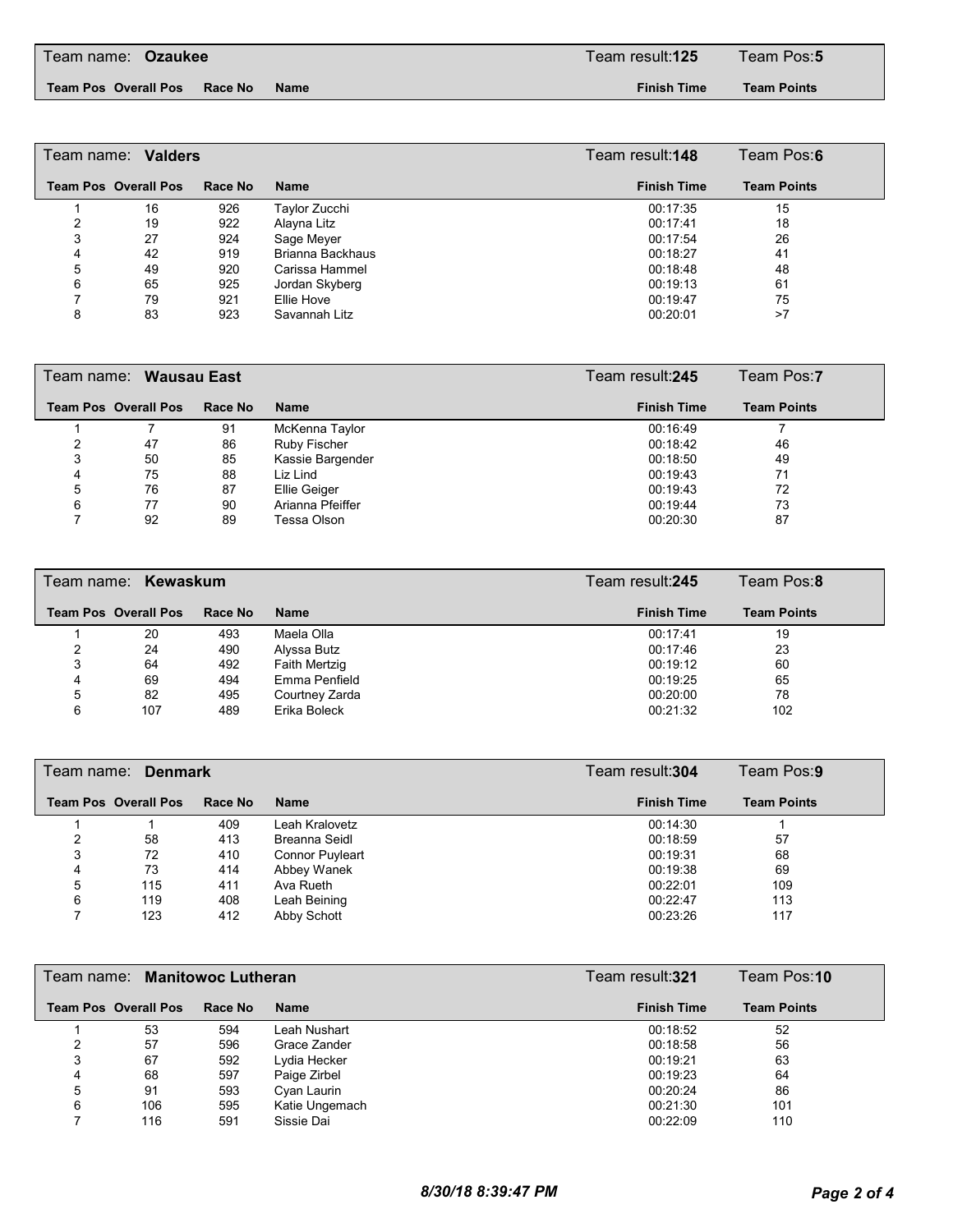## Team name: Ozaukee — Team result: 125 — Team Pos: 5

| Team Pos | Overall Pos | Race No | Name | Finish Time | Team Points |
|---|---|---|---|---|---|

## Team name: Valders — Team result: 148 — Team Pos: 6

| Team Pos | Overall Pos | Race No | Name | Finish Time | Team Points |
|---|---|---|---|---|---|
| 1 | 16 | 926 | Taylor Zucchi | 00:17:35 | 15 |
| 2 | 19 | 922 | Alayna Litz | 00:17:41 | 18 |
| 3 | 27 | 924 | Sage Meyer | 00:17:54 | 26 |
| 4 | 42 | 919 | Brianna Backhaus | 00:18:27 | 41 |
| 5 | 49 | 920 | Carissa Hammel | 00:18:48 | 48 |
| 6 | 65 | 925 | Jordan Skyberg | 00:19:13 | 61 |
| 7 | 79 | 921 | Ellie Hove | 00:19:47 | 75 |
| 8 | 83 | 923 | Savannah Litz | 00:20:01 | >7 |

## Team name: Wausau East — Team result: 245 — Team Pos: 7

| Team Pos | Overall Pos | Race No | Name | Finish Time | Team Points |
|---|---|---|---|---|---|
| 1 | 7 | 91 | McKenna Taylor | 00:16:49 | 7 |
| 2 | 47 | 86 | Ruby Fischer | 00:18:42 | 46 |
| 3 | 50 | 85 | Kassie Bargender | 00:18:50 | 49 |
| 4 | 75 | 88 | Liz Lind | 00:19:43 | 71 |
| 5 | 76 | 87 | Ellie Geiger | 00:19:43 | 72 |
| 6 | 77 | 90 | Arianna Pfeiffer | 00:19:44 | 73 |
| 7 | 92 | 89 | Tessa Olson | 00:20:30 | 87 |

## Team name: Kewaskum — Team result: 245 — Team Pos: 8

| Team Pos | Overall Pos | Race No | Name | Finish Time | Team Points |
|---|---|---|---|---|---|
| 1 | 20 | 493 | Maela Olla | 00:17:41 | 19 |
| 2 | 24 | 490 | Alyssa Butz | 00:17:46 | 23 |
| 3 | 64 | 492 | Faith Mertzig | 00:19:12 | 60 |
| 4 | 69 | 494 | Emma Penfield | 00:19:25 | 65 |
| 5 | 82 | 495 | Courtney Zarda | 00:20:00 | 78 |
| 6 | 107 | 489 | Erika Boleck | 00:21:32 | 102 |

## Team name: Denmark — Team result: 304 — Team Pos: 9

| Team Pos | Overall Pos | Race No | Name | Finish Time | Team Points |
|---|---|---|---|---|---|
| 1 | 1 | 409 | Leah Kralovetz | 00:14:30 | 1 |
| 2 | 58 | 413 | Breanna Seidl | 00:18:59 | 57 |
| 3 | 72 | 410 | Connor Puyleart | 00:19:31 | 68 |
| 4 | 73 | 414 | Abbey Wanek | 00:19:38 | 69 |
| 5 | 115 | 411 | Ava Rueth | 00:22:01 | 109 |
| 6 | 119 | 408 | Leah Beining | 00:22:47 | 113 |
| 7 | 123 | 412 | Abby Schott | 00:23:26 | 117 |

## Team name: Manitowoc Lutheran — Team result: 321 — Team Pos: 10

| Team Pos | Overall Pos | Race No | Name | Finish Time | Team Points |
|---|---|---|---|---|---|
| 1 | 53 | 594 | Leah Nushart | 00:18:52 | 52 |
| 2 | 57 | 596 | Grace Zander | 00:18:58 | 56 |
| 3 | 67 | 592 | Lydia Hecker | 00:19:21 | 63 |
| 4 | 68 | 597 | Paige Zirbel | 00:19:23 | 64 |
| 5 | 91 | 593 | Cyan Laurin | 00:20:24 | 86 |
| 6 | 106 | 595 | Katie Ungemach | 00:21:30 | 101 |
| 7 | 116 | 591 | Sissie Dai | 00:22:09 | 110 |

*8/30/18 8:39:47 PM*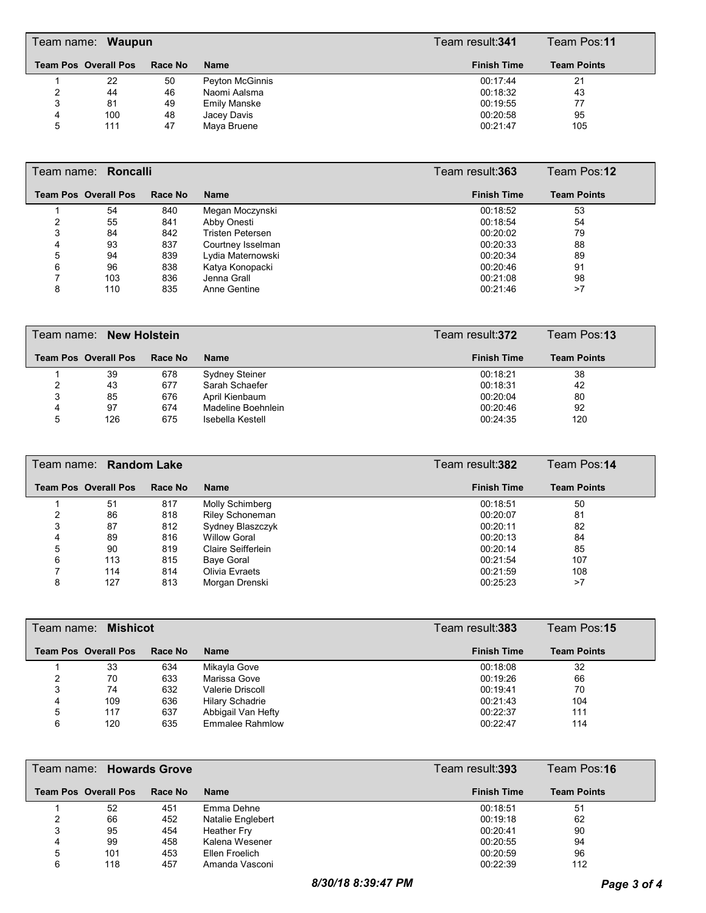## Team name: Waupun — Team result: 341 — Team Pos: 11

| Team Pos | Overall Pos | Race No | Name | Finish Time | Team Points |
|---|---|---|---|---|---|
| 1 | 22 | 50 | Peyton McGinnis | 00:17:44 | 21 |
| 2 | 44 | 46 | Naomi Aalsma | 00:18:32 | 43 |
| 3 | 81 | 49 | Emily Manske | 00:19:55 | 77 |
| 4 | 100 | 48 | Jacey Davis | 00:20:58 | 95 |
| 5 | 111 | 47 | Maya Bruene | 00:21:47 | 105 |

## Team name: Roncalli — Team result: 363 — Team Pos: 12

| Team Pos | Overall Pos | Race No | Name | Finish Time | Team Points |
|---|---|---|---|---|---|
| 1 | 54 | 840 | Megan Moczynski | 00:18:52 | 53 |
| 2 | 55 | 841 | Abby Onesti | 00:18:54 | 54 |
| 3 | 84 | 842 | Tristen Petersen | 00:20:02 | 79 |
| 4 | 93 | 837 | Courtney Isselman | 00:20:33 | 88 |
| 5 | 94 | 839 | Lydia Maternowski | 00:20:34 | 89 |
| 6 | 96 | 838 | Katya Konopacki | 00:20:46 | 91 |
| 7 | 103 | 836 | Jenna Grall | 00:21:08 | 98 |
| 8 | 110 | 835 | Anne Gentine | 00:21:46 | >7 |

## Team name: New Holstein — Team result: 372 — Team Pos: 13

| Team Pos | Overall Pos | Race No | Name | Finish Time | Team Points |
|---|---|---|---|---|---|
| 1 | 39 | 678 | Sydney Steiner | 00:18:21 | 38 |
| 2 | 43 | 677 | Sarah Schaefer | 00:18:31 | 42 |
| 3 | 85 | 676 | April Kienbaum | 00:20:04 | 80 |
| 4 | 97 | 674 | Madeline Boehnlein | 00:20:46 | 92 |
| 5 | 126 | 675 | Isebella Kestell | 00:24:35 | 120 |

## Team name: Random Lake — Team result: 382 — Team Pos: 14

| Team Pos | Overall Pos | Race No | Name | Finish Time | Team Points |
|---|---|---|---|---|---|
| 1 | 51 | 817 | Molly Schimberg | 00:18:51 | 50 |
| 2 | 86 | 818 | Riley Schoneman | 00:20:07 | 81 |
| 3 | 87 | 812 | Sydney Blaszczyk | 00:20:11 | 82 |
| 4 | 89 | 816 | Willow Goral | 00:20:13 | 84 |
| 5 | 90 | 819 | Claire Seifferlein | 00:20:14 | 85 |
| 6 | 113 | 815 | Baye Goral | 00:21:54 | 107 |
| 7 | 114 | 814 | Olivia Evraets | 00:21:59 | 108 |
| 8 | 127 | 813 | Morgan Drenski | 00:25:23 | >7 |

## Team name: Mishicot — Team result: 383 — Team Pos: 15

| Team Pos | Overall Pos | Race No | Name | Finish Time | Team Points |
|---|---|---|---|---|---|
| 1 | 33 | 634 | Mikayla Gove | 00:18:08 | 32 |
| 2 | 70 | 633 | Marissa Gove | 00:19:26 | 66 |
| 3 | 74 | 632 | Valerie Driscoll | 00:19:41 | 70 |
| 4 | 109 | 636 | Hilary Schadrie | 00:21:43 | 104 |
| 5 | 117 | 637 | Abbigail Van Hefty | 00:22:37 | 111 |
| 6 | 120 | 635 | Emmalee Rahmlow | 00:22:47 | 114 |

## Team name: Howards Grove — Team result: 393 — Team Pos: 16

| Team Pos | Overall Pos | Race No | Name | Finish Time | Team Points |
|---|---|---|---|---|---|
| 1 | 52 | 451 | Emma Dehne | 00:18:51 | 51 |
| 2 | 66 | 452 | Natalie Englebert | 00:19:18 | 62 |
| 3 | 95 | 454 | Heather Fry | 00:20:41 | 90 |
| 4 | 99 | 458 | Kalena Wesener | 00:20:55 | 94 |
| 5 | 101 | 453 | Ellen Froelich | 00:20:59 | 96 |
| 6 | 118 | 457 | Amanda Vasconi | 00:22:39 | 112 |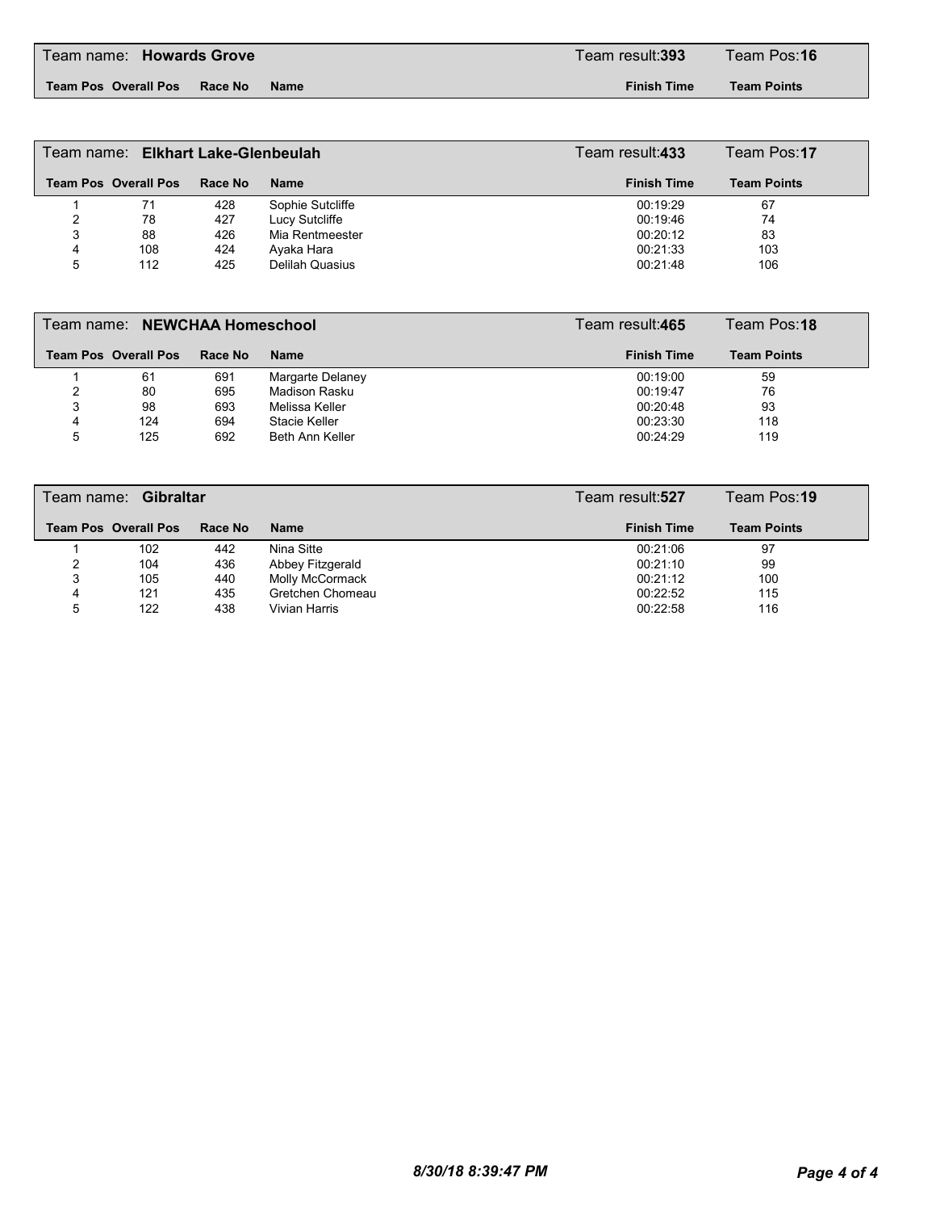Team name: **Howards Grove** Team result:**393** Team Pos:**16**

| Team Pos | Overall Pos | Race No | Name | Finish Time | Team Points |
|---|---|---|---|---|---|

Team name: **Elkhart Lake-Glenbeulah** Team result:**433** Team Pos:**17**

| Team Pos | Overall Pos | Race No | Name | Finish Time | Team Points |
|---|---|---|---|---|---|
| 1 | 71 | 428 | Sophie Sutcliffe | 00:19:29 | 67 |
| 2 | 78 | 427 | Lucy Sutcliffe | 00:19:46 | 74 |
| 3 | 88 | 426 | Mia Rentmeester | 00:20:12 | 83 |
| 4 | 108 | 424 | Ayaka Hara | 00:21:33 | 103 |
| 5 | 112 | 425 | Delilah Quasius | 00:21:48 | 106 |

Team name: **NEWCHAA Homeschool** Team result:**465** Team Pos:**18**

| Team Pos | Overall Pos | Race No | Name | Finish Time | Team Points |
|---|---|---|---|---|---|
| 1 | 61 | 691 | Margarte Delaney | 00:19:00 | 59 |
| 2 | 80 | 695 | Madison Rasku | 00:19:47 | 76 |
| 3 | 98 | 693 | Melissa Keller | 00:20:48 | 93 |
| 4 | 124 | 694 | Stacie Keller | 00:23:30 | 118 |
| 5 | 125 | 692 | Beth Ann Keller | 00:24:29 | 119 |

Team name: **Gibraltar** Team result:**527** Team Pos:**19**

| Team Pos | Overall Pos | Race No | Name | Finish Time | Team Points |
|---|---|---|---|---|---|
| 1 | 102 | 442 | Nina Sitte | 00:21:06 | 97 |
| 2 | 104 | 436 | Abbey Fitzgerald | 00:21:10 | 99 |
| 3 | 105 | 440 | Molly McCormack | 00:21:12 | 100 |
| 4 | 121 | 435 | Gretchen Chomeau | 00:22:52 | 115 |
| 5 | 122 | 438 | Vivian Harris | 00:22:58 | 116 |

*8/30/18 8:39:47 PM*